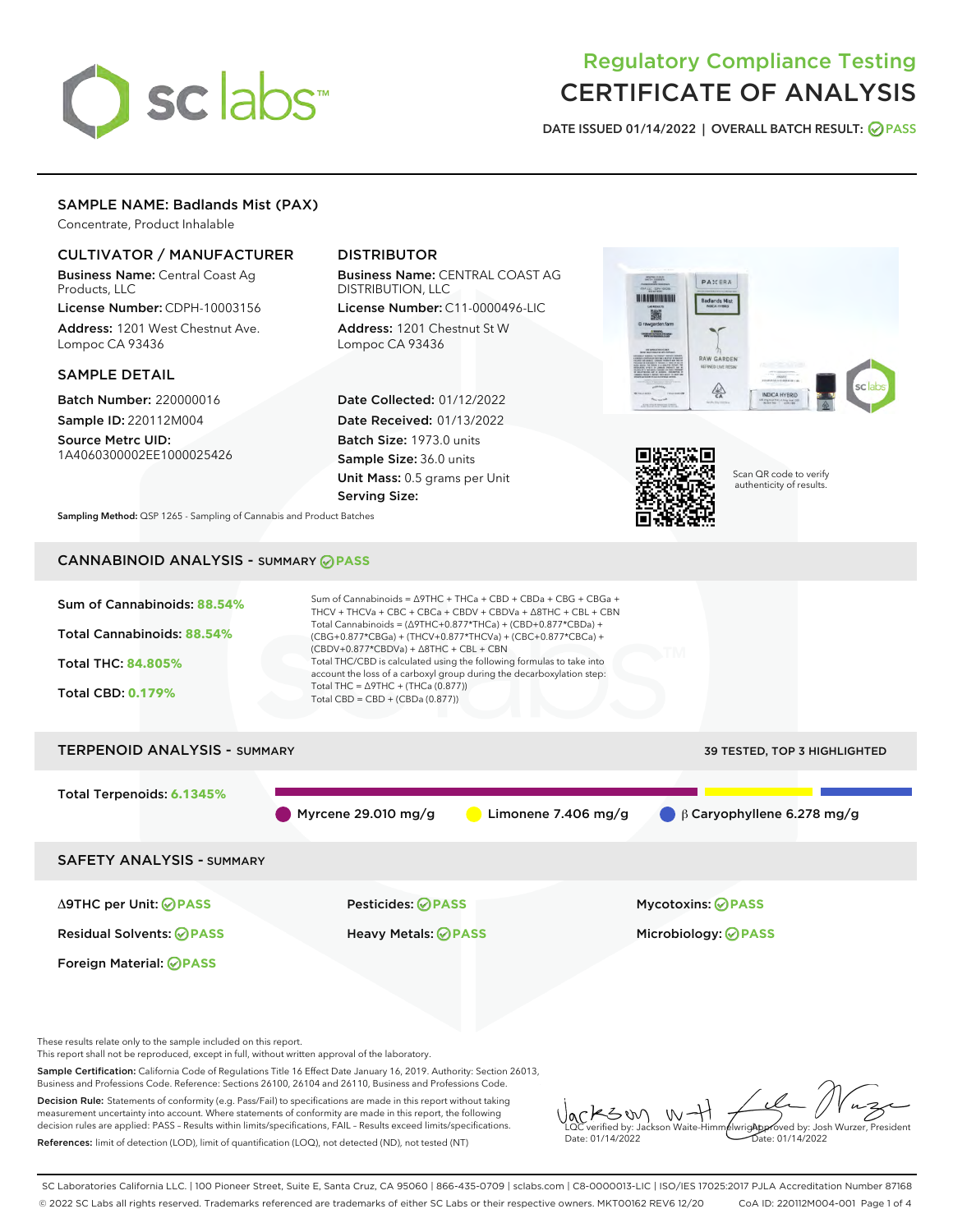# Regulatory Compliance Testing
# CERTIFICATE OF ANALYSIS

DATE ISSUED 01/14/2022 | OVERALL BATCH RESULT: PASS

## SAMPLE NAME: Badlands Mist (PAX)

Concentrate, Product Inhalable

### CULTIVATOR / MANUFACTURER

**Business Name:** Central Coast Ag Products, LLC

**License Number:** CDPH-10003156

**Address:** 1201 West Chestnut Ave. Lompoc CA 93436

### DISTRIBUTOR

**Business Name:** CENTRAL COAST AG DISTRIBUTION, LLC

**License Number:** C11-0000496-LIC

**Address:** 1201 Chestnut St W Lompoc CA 93436

### SAMPLE DETAIL

**Batch Number:** 220000016

**Sample ID:** 220112M004

**Source Metrc UID:** 1A4060300002EE1000025426

**Date Collected:** 01/12/2022

**Date Received:** 01/13/2022

**Batch Size:** 1973.0 units

**Sample Size:** 36.0 units

**Unit Mass:** 0.5 grams per Unit

**Serving Size:**

Scan QR code to verify authenticity of results.

**Sampling Method:** QSP 1265 - Sampling of Cannabis and Product Batches

## CANNABINOID ANALYSIS - SUMMARY PASS

Sum of Cannabinoids: **88.54%**

Total Cannabinoids: **88.54%**

Total THC: **84.805%**

Total CBD: **0.179%**

Sum of Cannabinoids = Δ9THC + THCa + CBD + CBDa + CBG + CBGa + THCV + THCVa + CBC + CBCa + CBDV + CBDVa + Δ8THC + CBL + CBN

Total Cannabinoids = (Δ9THC+0.877*THCa) + (CBD+0.877*CBDa) + (CBG+0.877*CBGa) + (THCV+0.877*THCVa) + (CBC+0.877*CBCa) + (CBDV+0.877*CBDVa) + Δ8THC + CBL + CBN

Total THC/CBD is calculated using the following formulas to take into account the loss of a carboxyl group during the decarboxylation step:

Total THC = Δ9THC + (THCa (0.877))

Total CBD = CBD + (CBDa (0.877))

## TERPENOID ANALYSIS - SUMMARY

39 TESTED, TOP 3 HIGHLIGHTED

Total Terpenoids: **6.1345%**

Myrcene 29.010 mg/g

Limonene 7.406 mg/g

β Caryophyllene 6.278 mg/g

## SAFETY ANALYSIS - SUMMARY

| | | |
|---|---|---|
| Δ9THC per Unit: PASS | Pesticides: PASS | Mycotoxins: PASS |
| Residual Solvents: PASS | Heavy Metals: PASS | Microbiology: PASS |
| Foreign Material: PASS | | |

These results relate only to the sample included on this report.
This report shall not be reproduced, except in full, without written approval of the laboratory.

**Sample Certification:** California Code of Regulations Title 16 Effect Date January 16, 2019. Authority: Section 26013, Business and Professions Code. Reference: Sections 26100, 26104 and 26110, Business and Professions Code.

**Decision Rule:** Statements of conformity (e.g. Pass/Fail) to specifications are made in this report without taking measurement uncertainty into account. Where statements of conformity are made in this report, the following decision rules are applied: PASS - Results within limits/specifications, FAIL - Results exceed limits/specifications.

**References:** limit of detection (LOD), limit of quantification (LOQ), not detected (ND), not tested (NT)

LQC verified by: Jackson Waite-Himmelwright
Date: 01/14/2022

Approved by: Josh Wurzer, President
Date: 01/14/2022

SC Laboratories California LLC. | 100 Pioneer Street, Suite E, Santa Cruz, CA 95060 | 866-435-0709 | sclabs.com | C8-0000013-LIC | ISO/IES 17025:2017 PJLA Accreditation Number 87168
© 2022 SC Labs all rights reserved. Trademarks referenced are trademarks of either SC Labs or their respective owners. MKT00162 REV6 12/20 CoA ID: 220112M004-001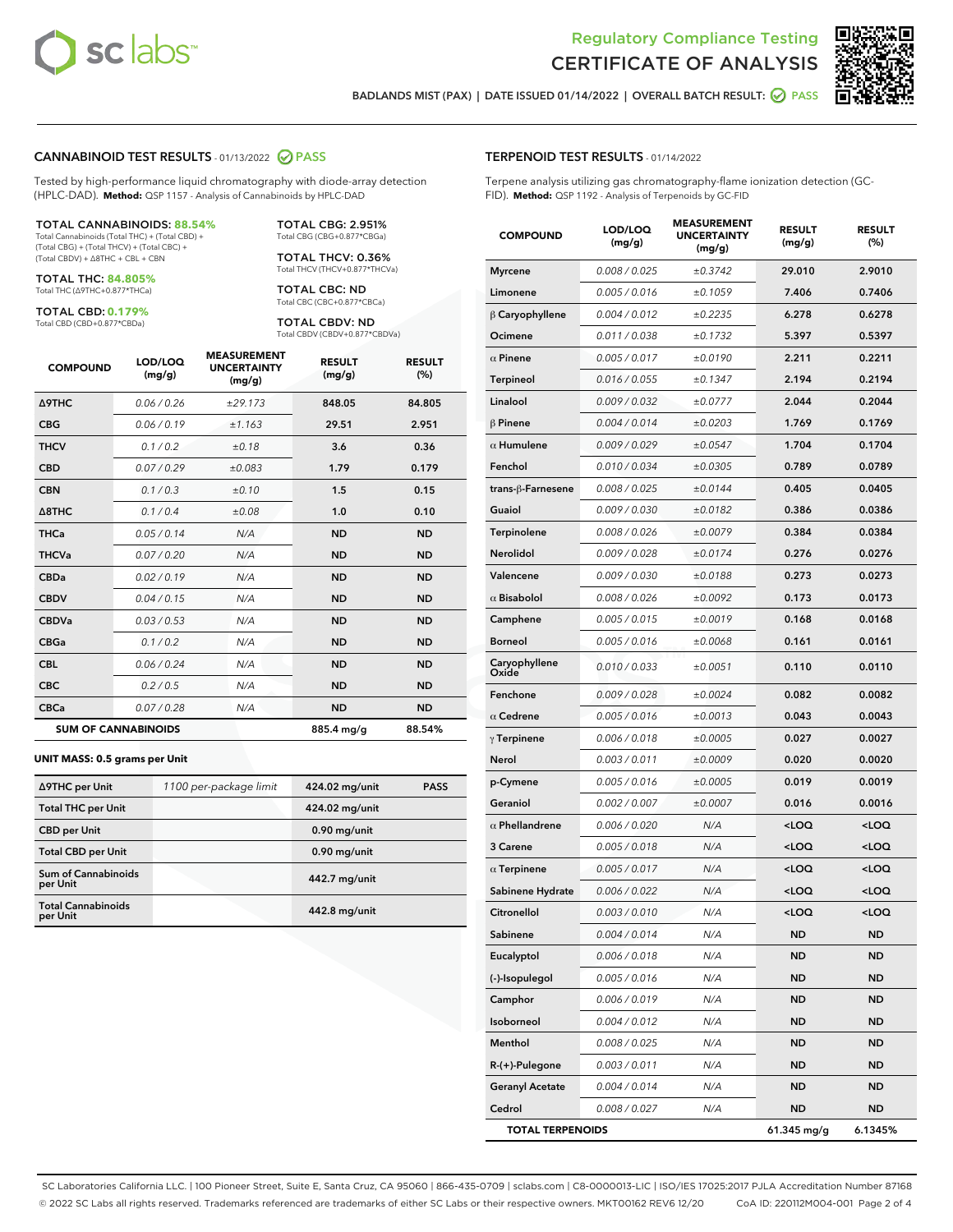Regulatory Compliance Testing
# CERTIFICATE OF ANALYSIS

BADLANDS MIST (PAX) | DATE ISSUED 01/14/2022 | OVERALL BATCH RESULT: PASS

## CANNABINOID TEST RESULTS - 01/13/2022 PASS

Tested by high-performance liquid chromatography with diode-array detection (HPLC-DAD). **Method:** QSP 1157 - Analysis of Cannabinoids by HPLC-DAD

**TOTAL CANNABINOIDS: 88.54%**
Total Cannabinoids (Total THC) + (Total CBD) + (Total CBG) + (Total THCV) + (Total CBC) + (Total CBDV) + Δ8THC + CBL + CBN

**TOTAL THC: 84.805%**
Total THC (Δ9THC+0.877*THCa)

**TOTAL CBD: 0.179%**
Total CBD (CBD+0.877*CBDa)

**TOTAL CBG: 2.951%**
Total CBG (CBG+0.877*CBGa)

**TOTAL THCV: 0.36%**
Total THCV (THCV+0.877*THCVa)

**TOTAL CBC: ND**
Total CBC (CBC+0.877*CBCa)

**TOTAL CBDV: ND**
Total CBDV (CBDV+0.877*CBDVa)

| COMPOUND | LOD/LOQ (mg/g) | MEASUREMENT UNCERTAINTY (mg/g) | RESULT (mg/g) | RESULT (%) |
|---|---|---|---|---|
| Δ9THC | 0.06 / 0.26 | ±29.173 | 848.05 | 84.805 |
| CBG | 0.06 / 0.19 | ±1.163 | 29.51 | 2.951 |
| THCV | 0.1 / 0.2 | ±0.18 | 3.6 | 0.36 |
| CBD | 0.07 / 0.29 | ±0.083 | 1.79 | 0.179 |
| CBN | 0.1 / 0.3 | ±0.10 | 1.5 | 0.15 |
| Δ8THC | 0.1 / 0.4 | ±0.08 | 1.0 | 0.10 |
| THCa | 0.05 / 0.14 | N/A | ND | ND |
| THCVa | 0.07 / 0.20 | N/A | ND | ND |
| CBDa | 0.02 / 0.19 | N/A | ND | ND |
| CBDV | 0.04 / 0.15 | N/A | ND | ND |
| CBDVa | 0.03 / 0.53 | N/A | ND | ND |
| CBGa | 0.1 / 0.2 | N/A | ND | ND |
| CBL | 0.06 / 0.24 | N/A | ND | ND |
| CBC | 0.2 / 0.5 | N/A | ND | ND |
| CBCa | 0.07 / 0.28 | N/A | ND | ND |
| **SUM OF CANNABINOIDS** | | | 885.4 mg/g | 88.54% |

**UNIT MASS: 0.5 grams per Unit**

| | | | |
|---|---|---|---|
| Δ9THC per Unit | 1100 per-package limit | 424.02 mg/unit | PASS |
| Total THC per Unit | | 424.02 mg/unit | |
| CBD per Unit | | 0.90 mg/unit | |
| Total CBD per Unit | | 0.90 mg/unit | |
| Sum of Cannabinoids per Unit | | 442.7 mg/unit | |
| Total Cannabinoids per Unit | | 442.8 mg/unit | |

## TERPENOID TEST RESULTS - 01/14/2022

Terpene analysis utilizing gas chromatography-flame ionization detection (GC-FID). **Method:** QSP 1192 - Analysis of Terpenoids by GC-FID

| COMPOUND | LOD/LOQ (mg/g) | MEASUREMENT UNCERTAINTY (mg/g) | RESULT (mg/g) | RESULT (%) |
|---|---|---|---|---|
| Myrcene | 0.008 / 0.025 | ±0.3742 | 29.010 | 2.9010 |
| Limonene | 0.005 / 0.016 | ±0.1059 | 7.406 | 0.7406 |
| β Caryophyllene | 0.004 / 0.012 | ±0.2235 | 6.278 | 0.6278 |
| Ocimene | 0.011 / 0.038 | ±0.1732 | 5.397 | 0.5397 |
| α Pinene | 0.005 / 0.017 | ±0.0190 | 2.211 | 0.2211 |
| Terpineol | 0.016 / 0.055 | ±0.1347 | 2.194 | 0.2194 |
| Linalool | 0.009 / 0.032 | ±0.0777 | 2.044 | 0.2044 |
| β Pinene | 0.004 / 0.014 | ±0.0203 | 1.769 | 0.1769 |
| α Humulene | 0.009 / 0.029 | ±0.0547 | 1.704 | 0.1704 |
| Fenchol | 0.010 / 0.034 | ±0.0305 | 0.789 | 0.0789 |
| trans-β-Farnesene | 0.008 / 0.025 | ±0.0144 | 0.405 | 0.0405 |
| Guaiol | 0.009 / 0.030 | ±0.0182 | 0.386 | 0.0386 |
| Terpinolene | 0.008 / 0.026 | ±0.0079 | 0.384 | 0.0384 |
| Nerolidol | 0.009 / 0.028 | ±0.0174 | 0.276 | 0.0276 |
| Valencene | 0.009 / 0.030 | ±0.0188 | 0.273 | 0.0273 |
| α Bisabolol | 0.008 / 0.026 | ±0.0092 | 0.173 | 0.0173 |
| Camphene | 0.005 / 0.015 | ±0.0019 | 0.168 | 0.0168 |
| Borneol | 0.005 / 0.016 | ±0.0068 | 0.161 | 0.0161 |
| Caryophyllene Oxide | 0.010 / 0.033 | ±0.0051 | 0.110 | 0.0110 |
| Fenchone | 0.009 / 0.028 | ±0.0024 | 0.082 | 0.0082 |
| α Cedrene | 0.005 / 0.016 | ±0.0013 | 0.043 | 0.0043 |
| γ Terpinene | 0.006 / 0.018 | ±0.0005 | 0.027 | 0.0027 |
| Nerol | 0.003 / 0.011 | ±0.0009 | 0.020 | 0.0020 |
| p-Cymene | 0.005 / 0.016 | ±0.0005 | 0.019 | 0.0019 |
| Geraniol | 0.002 / 0.007 | ±0.0007 | 0.016 | 0.0016 |
| α Phellandrene | 0.006 / 0.020 | N/A | <LOQ | <LOQ |
| 3 Carene | 0.005 / 0.018 | N/A | <LOQ | <LOQ |
| α Terpinene | 0.005 / 0.017 | N/A | <LOQ | <LOQ |
| Sabinene Hydrate | 0.006 / 0.022 | N/A | <LOQ | <LOQ |
| Citronellol | 0.003 / 0.010 | N/A | <LOQ | <LOQ |
| Sabinene | 0.004 / 0.014 | N/A | ND | ND |
| Eucalyptol | 0.006 / 0.018 | N/A | ND | ND |
| (-)-Isopulegol | 0.005 / 0.016 | N/A | ND | ND |
| Camphor | 0.006 / 0.019 | N/A | ND | ND |
| Isoborneol | 0.004 / 0.012 | N/A | ND | ND |
| Menthol | 0.008 / 0.025 | N/A | ND | ND |
| R-(+)-Pulegone | 0.003 / 0.011 | N/A | ND | ND |
| Geranyl Acetate | 0.004 / 0.014 | N/A | ND | ND |
| Cedrol | 0.008 / 0.027 | N/A | ND | ND |
| **TOTAL TERPENOIDS** | | | 61.345 mg/g | 6.1345% |

SC Laboratories California LLC. | 100 Pioneer Street, Suite E, Santa Cruz, CA 95060 | 866-435-0709 | sclabs.com | C8-0000013-LIC | ISO/IES 17025:2017 PJLA Accreditation Number 87168
© 2022 SC Labs all rights reserved. Trademarks referenced are trademarks of either SC Labs or their respective owners. MKT00162 REV6 12/20 CoA ID: 220112M004-001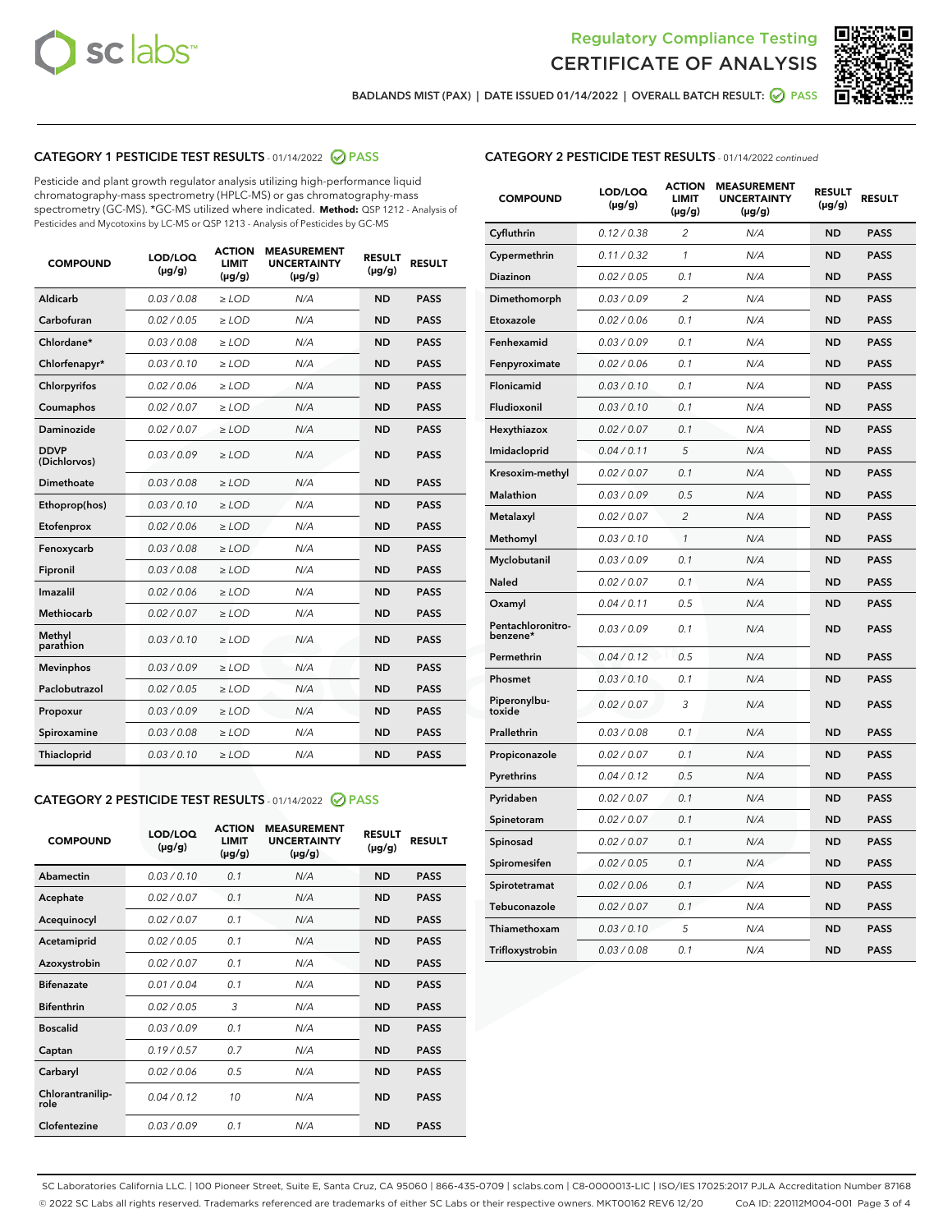Regulatory Compliance Testing
CERTIFICATE OF ANALYSIS

BADLANDS MIST (PAX) | DATE ISSUED 01/14/2022 | OVERALL BATCH RESULT: PASS

## CATEGORY 1 PESTICIDE TEST RESULTS - 01/14/2022 PASS

Pesticide and plant growth regulator analysis utilizing high-performance liquid chromatography-mass spectrometry (HPLC-MS) or gas chromatography-mass spectrometry (GC-MS). *GC-MS utilized where indicated. **Method:** QSP 1212 - Analysis of Pesticides and Mycotoxins by LC-MS or QSP 1213 - Analysis of Pesticides by GC-MS

| COMPOUND | LOD/LOQ (µg/g) | ACTION LIMIT (µg/g) | MEASUREMENT UNCERTAINTY (µg/g) | RESULT (µg/g) | RESULT |
|---|---|---|---|---|---|
| Aldicarb | 0.03 / 0.08 | ≥ LOD | N/A | ND | PASS |
| Carbofuran | 0.02 / 0.05 | ≥ LOD | N/A | ND | PASS |
| Chlordane* | 0.03 / 0.08 | ≥ LOD | N/A | ND | PASS |
| Chlorfenapyr* | 0.03 / 0.10 | ≥ LOD | N/A | ND | PASS |
| Chlorpyrifos | 0.02 / 0.06 | ≥ LOD | N/A | ND | PASS |
| Coumaphos | 0.02 / 0.07 | ≥ LOD | N/A | ND | PASS |
| Daminozide | 0.02 / 0.07 | ≥ LOD | N/A | ND | PASS |
| DDVP (Dichlorvos) | 0.03 / 0.09 | ≥ LOD | N/A | ND | PASS |
| Dimethoate | 0.03 / 0.08 | ≥ LOD | N/A | ND | PASS |
| Ethoprop(hos) | 0.03 / 0.10 | ≥ LOD | N/A | ND | PASS |
| Etofenprox | 0.02 / 0.06 | ≥ LOD | N/A | ND | PASS |
| Fenoxycarb | 0.03 / 0.08 | ≥ LOD | N/A | ND | PASS |
| Fipronil | 0.03 / 0.08 | ≥ LOD | N/A | ND | PASS |
| Imazalil | 0.02 / 0.06 | ≥ LOD | N/A | ND | PASS |
| Methiocarb | 0.02 / 0.07 | ≥ LOD | N/A | ND | PASS |
| Methyl parathion | 0.03 / 0.10 | ≥ LOD | N/A | ND | PASS |
| Mevinphos | 0.03 / 0.09 | ≥ LOD | N/A | ND | PASS |
| Paclobutrazol | 0.02 / 0.05 | ≥ LOD | N/A | ND | PASS |
| Propoxur | 0.03 / 0.09 | ≥ LOD | N/A | ND | PASS |
| Spiroxamine | 0.03 / 0.08 | ≥ LOD | N/A | ND | PASS |
| Thiacloprid | 0.03 / 0.10 | ≥ LOD | N/A | ND | PASS |

## CATEGORY 2 PESTICIDE TEST RESULTS - 01/14/2022 PASS

| COMPOUND | LOD/LOQ (µg/g) | ACTION LIMIT (µg/g) | MEASUREMENT UNCERTAINTY (µg/g) | RESULT (µg/g) | RESULT |
|---|---|---|---|---|---|
| Abamectin | 0.03 / 0.10 | 0.1 | N/A | ND | PASS |
| Acephate | 0.02 / 0.07 | 0.1 | N/A | ND | PASS |
| Acequinocyl | 0.02 / 0.07 | 0.1 | N/A | ND | PASS |
| Acetamiprid | 0.02 / 0.05 | 0.1 | N/A | ND | PASS |
| Azoxystrobin | 0.02 / 0.07 | 0.1 | N/A | ND | PASS |
| Bifenazate | 0.01 / 0.04 | 0.1 | N/A | ND | PASS |
| Bifenthrin | 0.02 / 0.05 | 3 | N/A | ND | PASS |
| Boscalid | 0.03 / 0.09 | 0.1 | N/A | ND | PASS |
| Captan | 0.19 / 0.57 | 0.7 | N/A | ND | PASS |
| Carbaryl | 0.02 / 0.06 | 0.5 | N/A | ND | PASS |
| Chlorantraniliprole | 0.04 / 0.12 | 10 | N/A | ND | PASS |
| Clofentezine | 0.03 / 0.09 | 0.1 | N/A | ND | PASS |
| Cyfluthrin | 0.12 / 0.38 | 2 | N/A | ND | PASS |
| Cypermethrin | 0.11 / 0.32 | 1 | N/A | ND | PASS |
| Diazinon | 0.02 / 0.05 | 0.1 | N/A | ND | PASS |
| Dimethomorph | 0.03 / 0.09 | 2 | N/A | ND | PASS |
| Etoxazole | 0.02 / 0.06 | 0.1 | N/A | ND | PASS |
| Fenhexamid | 0.03 / 0.09 | 0.1 | N/A | ND | PASS |
| Fenpyroximate | 0.02 / 0.06 | 0.1 | N/A | ND | PASS |
| Flonicamid | 0.03 / 0.10 | 0.1 | N/A | ND | PASS |
| Fludioxonil | 0.03 / 0.10 | 0.1 | N/A | ND | PASS |
| Hexythiazox | 0.02 / 0.07 | 0.1 | N/A | ND | PASS |
| Imidacloprid | 0.04 / 0.11 | 5 | N/A | ND | PASS |
| Kresoxim-methyl | 0.02 / 0.07 | 0.1 | N/A | ND | PASS |
| Malathion | 0.03 / 0.09 | 0.5 | N/A | ND | PASS |
| Metalaxyl | 0.02 / 0.07 | 2 | N/A | ND | PASS |
| Methomyl | 0.03 / 0.10 | 1 | N/A | ND | PASS |
| Myclobutanil | 0.03 / 0.09 | 0.1 | N/A | ND | PASS |
| Naled | 0.02 / 0.07 | 0.1 | N/A | ND | PASS |
| Oxamyl | 0.04 / 0.11 | 0.5 | N/A | ND | PASS |
| Pentachloronitrobenzene* | 0.03 / 0.09 | 0.1 | N/A | ND | PASS |
| Permethrin | 0.04 / 0.12 | 0.5 | N/A | ND | PASS |
| Phosmet | 0.03 / 0.10 | 0.1 | N/A | ND | PASS |
| Piperonylbutoxide | 0.02 / 0.07 | 3 | N/A | ND | PASS |
| Prallethrin | 0.03 / 0.08 | 0.1 | N/A | ND | PASS |
| Propiconazole | 0.02 / 0.07 | 0.1 | N/A | ND | PASS |
| Pyrethrins | 0.04 / 0.12 | 0.5 | N/A | ND | PASS |
| Pyridaben | 0.02 / 0.07 | 0.1 | N/A | ND | PASS |
| Spinetoram | 0.02 / 0.07 | 0.1 | N/A | ND | PASS |
| Spinosad | 0.02 / 0.07 | 0.1 | N/A | ND | PASS |
| Spiromesifen | 0.02 / 0.05 | 0.1 | N/A | ND | PASS |
| Spirotetramat | 0.02 / 0.06 | 0.1 | N/A | ND | PASS |
| Tebuconazole | 0.02 / 0.07 | 0.1 | N/A | ND | PASS |
| Thiamethoxam | 0.03 / 0.10 | 5 | N/A | ND | PASS |
| Trifloxystrobin | 0.03 / 0.08 | 0.1 | N/A | ND | PASS |

SC Laboratories California LLC. | 100 Pioneer Street, Suite E, Santa Cruz, CA 95060 | 866-435-0709 | sclabs.com | C8-0000013-LIC | ISO/IES 17025:2017 PJLA Accreditation Number 87168
© 2022 SC Labs all rights reserved. Trademarks referenced are trademarks of either SC Labs or their respective owners. MKT00162 REV6 12/20 CoA ID: 220112M004-001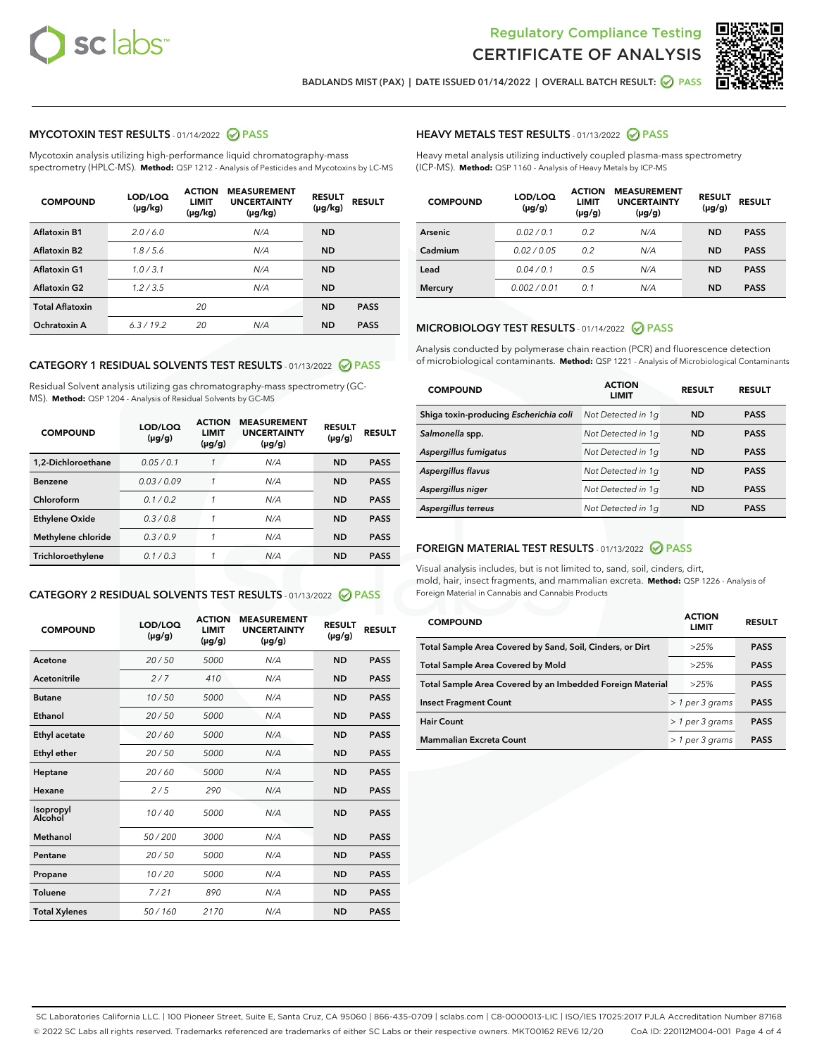Regulatory Compliance Testing
# CERTIFICATE OF ANALYSIS

BADLANDS MIST (PAX) | DATE ISSUED 01/14/2022 | OVERALL BATCH RESULT: PASS

## MYCOTOXIN TEST RESULTS - 01/14/2022 PASS

Mycotoxin analysis utilizing high-performance liquid chromatography-mass spectrometry (HPLC-MS). **Method:** QSP 1212 - Analysis of Pesticides and Mycotoxins by LC-MS

| COMPOUND | LOD/LOQ (µg/kg) | ACTION LIMIT (µg/kg) | MEASUREMENT UNCERTAINTY (µg/kg) | RESULT (µg/kg) | RESULT |
|---|---|---|---|---|---|
| Aflatoxin B1 | 2.0 / 6.0 | | N/A | ND | |
| Aflatoxin B2 | 1.8 / 5.6 | | N/A | ND | |
| Aflatoxin G1 | 1.0 / 3.1 | | N/A | ND | |
| Aflatoxin G2 | 1.2 / 3.5 | | N/A | ND | |
| Total Aflatoxin | | 20 | | ND | PASS |
| Ochratoxin A | 6.3 / 19.2 | 20 | N/A | ND | PASS |

## CATEGORY 1 RESIDUAL SOLVENTS TEST RESULTS - 01/13/2022 PASS

Residual Solvent analysis utilizing gas chromatography-mass spectrometry (GC-MS). **Method:** QSP 1204 - Analysis of Residual Solvents by GC-MS

| COMPOUND | LOD/LOQ (µg/g) | ACTION LIMIT (µg/g) | MEASUREMENT UNCERTAINTY (µg/g) | RESULT (µg/g) | RESULT |
|---|---|---|---|---|---|
| 1,2-Dichloroethane | 0.05 / 0.1 | 1 | N/A | ND | PASS |
| Benzene | 0.03 / 0.09 | 1 | N/A | ND | PASS |
| Chloroform | 0.1 / 0.2 | 1 | N/A | ND | PASS |
| Ethylene Oxide | 0.3 / 0.8 | 1 | N/A | ND | PASS |
| Methylene chloride | 0.3 / 0.9 | 1 | N/A | ND | PASS |
| Trichloroethylene | 0.1 / 0.3 | 1 | N/A | ND | PASS |

## CATEGORY 2 RESIDUAL SOLVENTS TEST RESULTS - 01/13/2022 PASS

| COMPOUND | LOD/LOQ (µg/g) | ACTION LIMIT (µg/g) | MEASUREMENT UNCERTAINTY (µg/g) | RESULT (µg/g) | RESULT |
|---|---|---|---|---|---|
| Acetone | 20 / 50 | 5000 | N/A | ND | PASS |
| Acetonitrile | 2 / 7 | 410 | N/A | ND | PASS |
| Butane | 10 / 50 | 5000 | N/A | ND | PASS |
| Ethanol | 20 / 50 | 5000 | N/A | ND | PASS |
| Ethyl acetate | 20 / 60 | 5000 | N/A | ND | PASS |
| Ethyl ether | 20 / 50 | 5000 | N/A | ND | PASS |
| Heptane | 20 / 60 | 5000 | N/A | ND | PASS |
| Hexane | 2 / 5 | 290 | N/A | ND | PASS |
| Isopropyl Alcohol | 10 / 40 | 5000 | N/A | ND | PASS |
| Methanol | 50 / 200 | 3000 | N/A | ND | PASS |
| Pentane | 20 / 50 | 5000 | N/A | ND | PASS |
| Propane | 10 / 20 | 5000 | N/A | ND | PASS |
| Toluene | 7 / 21 | 890 | N/A | ND | PASS |
| Total Xylenes | 50 / 160 | 2170 | N/A | ND | PASS |

## HEAVY METALS TEST RESULTS - 01/13/2022 PASS

Heavy metal analysis utilizing inductively coupled plasma-mass spectrometry (ICP-MS). **Method:** QSP 1160 - Analysis of Heavy Metals by ICP-MS

| COMPOUND | LOD/LOQ (µg/g) | ACTION LIMIT (µg/g) | MEASUREMENT UNCERTAINTY (µg/g) | RESULT (µg/g) | RESULT |
|---|---|---|---|---|---|
| Arsenic | 0.02 / 0.1 | 0.2 | N/A | ND | PASS |
| Cadmium | 0.02 / 0.05 | 0.2 | N/A | ND | PASS |
| Lead | 0.04 / 0.1 | 0.5 | N/A | ND | PASS |
| Mercury | 0.002 / 0.01 | 0.1 | N/A | ND | PASS |

## MICROBIOLOGY TEST RESULTS - 01/14/2022 PASS

Analysis conducted by polymerase chain reaction (PCR) and fluorescence detection of microbiological contaminants. **Method:** QSP 1221 - Analysis of Microbiological Contaminants

| COMPOUND | ACTION LIMIT | RESULT | RESULT |
|---|---|---|---|
| Shiga toxin-producing *Escherichia coli* | Not Detected in 1g | ND | PASS |
| *Salmonella* spp. | Not Detected in 1g | ND | PASS |
| *Aspergillus fumigatus* | Not Detected in 1g | ND | PASS |
| *Aspergillus flavus* | Not Detected in 1g | ND | PASS |
| *Aspergillus niger* | Not Detected in 1g | ND | PASS |
| *Aspergillus terreus* | Not Detected in 1g | ND | PASS |

## FOREIGN MATERIAL TEST RESULTS - 01/13/2022 PASS

Visual analysis includes, but is not limited to, sand, soil, cinders, dirt, mold, hair, insect fragments, and mammalian excreta. **Method:** QSP 1226 - Analysis of Foreign Material in Cannabis and Cannabis Products

| COMPOUND | ACTION LIMIT | RESULT |
|---|---|---|
| Total Sample Area Covered by Sand, Soil, Cinders, or Dirt | >25% | PASS |
| Total Sample Area Covered by Mold | >25% | PASS |
| Total Sample Area Covered by an Imbedded Foreign Material | >25% | PASS |
| Insect Fragment Count | > 1 per 3 grams | PASS |
| Hair Count | > 1 per 3 grams | PASS |
| Mammalian Excreta Count | > 1 per 3 grams | PASS |

SC Laboratories California LLC. | 100 Pioneer Street, Suite E, Santa Cruz, CA 95060 | 866-435-0709 | sclabs.com | C8-0000013-LIC | ISO/IES 17025:2017 PJLA Accreditation Number 87168
© 2022 SC Labs all rights reserved. Trademarks referenced are trademarks of either SC Labs or their respective owners. MKT00162 REV6 12/20 CoA ID: 220112M004-001